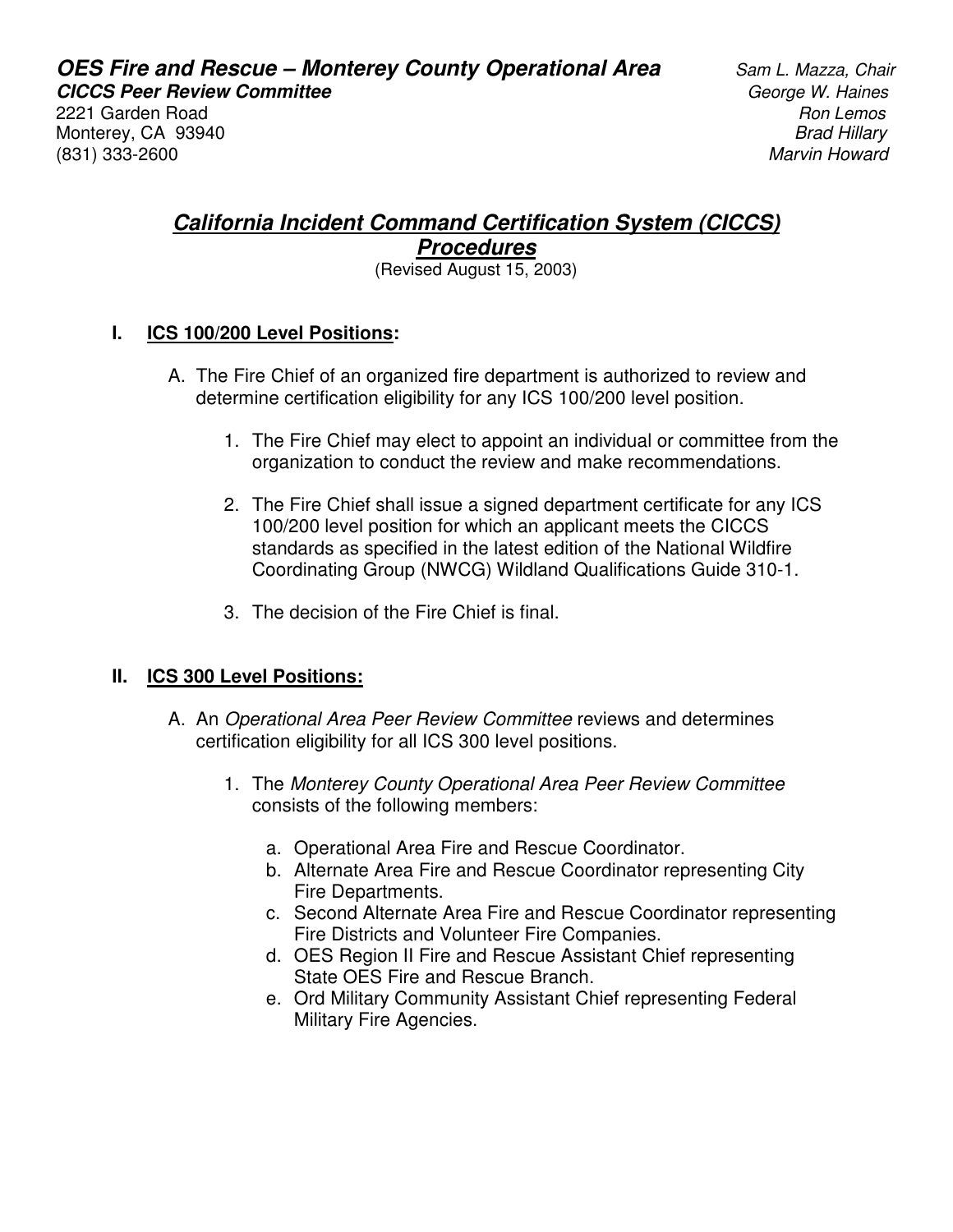***OES Fire and Rescue – Monterey County Operational Area***
***CICCS Peer Review Committee***
2221 Garden Road
Monterey, CA 93940
(831) 333-2600

*Sam L. Mazza, Chair*
*George W. Haines*
*Ron Lemos*
*Brad Hillary*
*Marvin Howard*

# ***California Incident Command Certification System (CICCS) Procedures***

(Revised August 15, 2003)

## I. ICS 100/200 Level Positions:

A. The Fire Chief of an organized fire department is authorized to review and determine certification eligibility for any ICS 100/200 level position.

1. The Fire Chief may elect to appoint an individual or committee from the organization to conduct the review and make recommendations.

2. The Fire Chief shall issue a signed department certificate for any ICS 100/200 level position for which an applicant meets the CICCS standards as specified in the latest edition of the National Wildfire Coordinating Group (NWCG) Wildland Qualifications Guide 310-1.

3. The decision of the Fire Chief is final.

## II. ICS 300 Level Positions:

A. An *Operational Area Peer Review Committee* reviews and determines certification eligibility for all ICS 300 level positions.

1. The *Monterey County Operational Area Peer Review Committee* consists of the following members:

   a. Operational Area Fire and Rescue Coordinator.
   b. Alternate Area Fire and Rescue Coordinator representing City Fire Departments.
   c. Second Alternate Area Fire and Rescue Coordinator representing Fire Districts and Volunteer Fire Companies.
   d. OES Region II Fire and Rescue Assistant Chief representing State OES Fire and Rescue Branch.
   e. Ord Military Community Assistant Chief representing Federal Military Fire Agencies.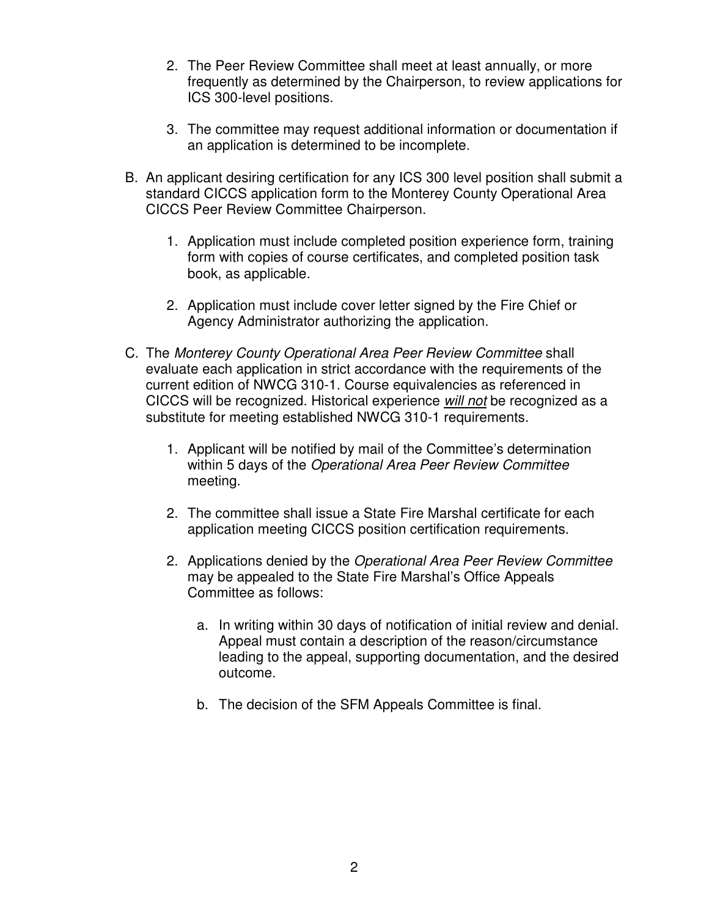2. The Peer Review Committee shall meet at least annually, or more frequently as determined by the Chairperson, to review applications for ICS 300-level positions.

3. The committee may request additional information or documentation if an application is determined to be incomplete.

B. An applicant desiring certification for any ICS 300 level position shall submit a standard CICCS application form to the Monterey County Operational Area CICCS Peer Review Committee Chairperson.

   1. Application must include completed position experience form, training form with copies of course certificates, and completed position task book, as applicable.

   2. Application must include cover letter signed by the Fire Chief or Agency Administrator authorizing the application.

C. The *Monterey County Operational Area Peer Review Committee* shall evaluate each application in strict accordance with the requirements of the current edition of NWCG 310-1. Course equivalencies as referenced in CICCS will be recognized. Historical experience *will not* be recognized as a substitute for meeting established NWCG 310-1 requirements.

   1. Applicant will be notified by mail of the Committee's determination within 5 days of the *Operational Area Peer Review Committee* meeting.

   2. The committee shall issue a State Fire Marshal certificate for each application meeting CICCS position certification requirements.

   2. Applications denied by the *Operational Area Peer Review Committee* may be appealed to the State Fire Marshal's Office Appeals Committee as follows:

      a. In writing within 30 days of notification of initial review and denial. Appeal must contain a description of the reason/circumstance leading to the appeal, supporting documentation, and the desired outcome.

      b. The decision of the SFM Appeals Committee is final.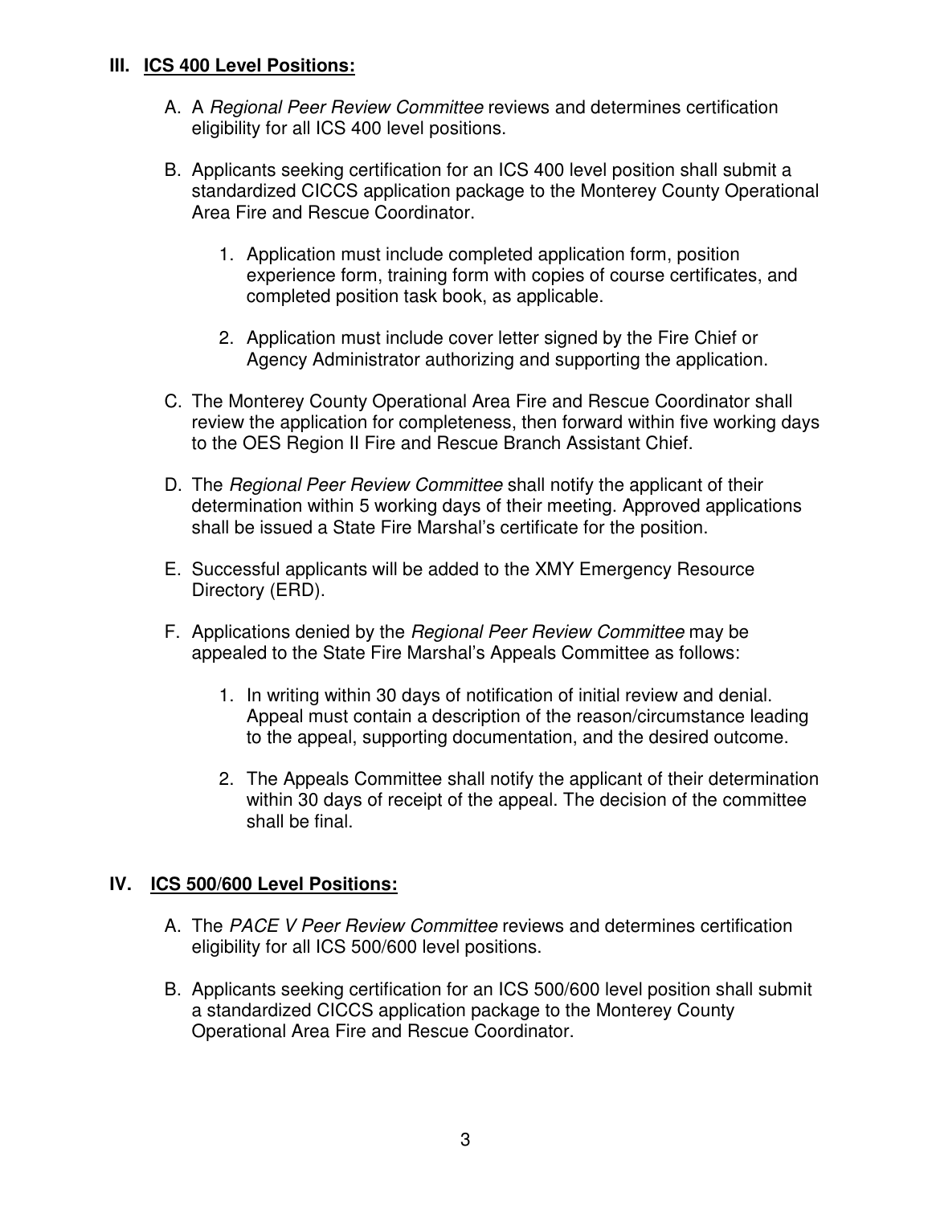## III. ICS 400 Level Positions:

A. A *Regional Peer Review Committee* reviews and determines certification eligibility for all ICS 400 level positions.

B. Applicants seeking certification for an ICS 400 level position shall submit a standardized CICCS application package to the Monterey County Operational Area Fire and Rescue Coordinator.

   1. Application must include completed application form, position experience form, training form with copies of course certificates, and completed position task book, as applicable.

   2. Application must include cover letter signed by the Fire Chief or Agency Administrator authorizing and supporting the application.

C. The Monterey County Operational Area Fire and Rescue Coordinator shall review the application for completeness, then forward within five working days to the OES Region II Fire and Rescue Branch Assistant Chief.

D. The *Regional Peer Review Committee* shall notify the applicant of their determination within 5 working days of their meeting. Approved applications shall be issued a State Fire Marshal's certificate for the position.

E. Successful applicants will be added to the XMY Emergency Resource Directory (ERD).

F. Applications denied by the *Regional Peer Review Committee* may be appealed to the State Fire Marshal's Appeals Committee as follows:

   1. In writing within 30 days of notification of initial review and denial. Appeal must contain a description of the reason/circumstance leading to the appeal, supporting documentation, and the desired outcome.

   2. The Appeals Committee shall notify the applicant of their determination within 30 days of receipt of the appeal. The decision of the committee shall be final.

## IV. ICS 500/600 Level Positions:

A. The *PACE V Peer Review Committee* reviews and determines certification eligibility for all ICS 500/600 level positions.

B. Applicants seeking certification for an ICS 500/600 level position shall submit a standardized CICCS application package to the Monterey County Operational Area Fire and Rescue Coordinator.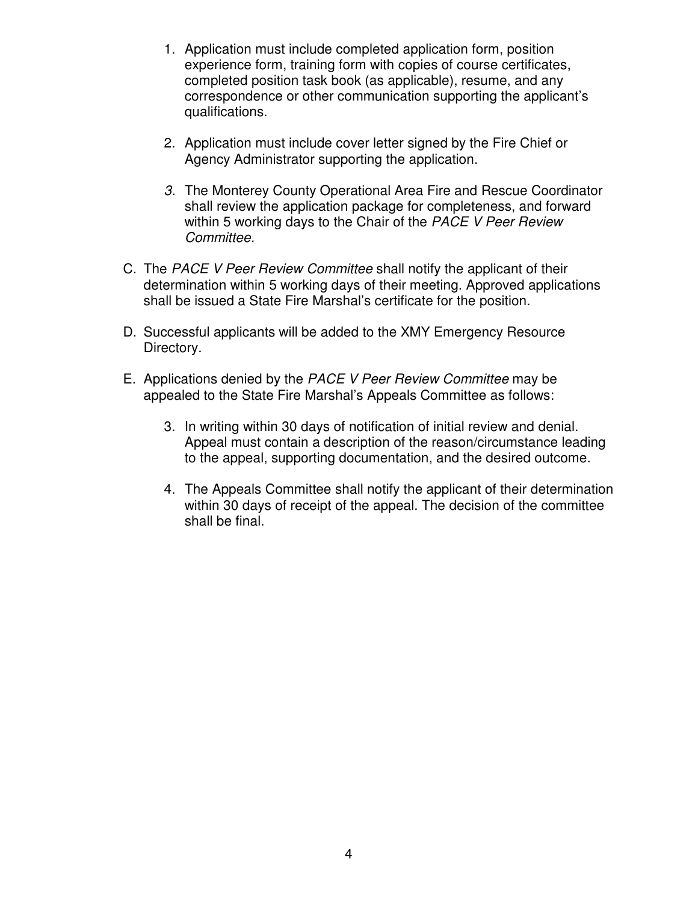1. Application must include completed application form, position experience form, training form with copies of course certificates, completed position task book (as applicable), resume, and any correspondence or other communication supporting the applicant's qualifications.

2. Application must include cover letter signed by the Fire Chief or Agency Administrator supporting the application.

3. The Monterey County Operational Area Fire and Rescue Coordinator shall review the application package for completeness, and forward within 5 working days to the Chair of the *PACE V Peer Review Committee.*

C. The *PACE V Peer Review Committee* shall notify the applicant of their determination within 5 working days of their meeting. Approved applications shall be issued a State Fire Marshal's certificate for the position.

D. Successful applicants will be added to the XMY Emergency Resource Directory.

E. Applications denied by the *PACE V Peer Review Committee* may be appealed to the State Fire Marshal's Appeals Committee as follows:

   3. In writing within 30 days of notification of initial review and denial. Appeal must contain a description of the reason/circumstance leading to the appeal, supporting documentation, and the desired outcome.

   4. The Appeals Committee shall notify the applicant of their determination within 30 days of receipt of the appeal. The decision of the committee shall be final.